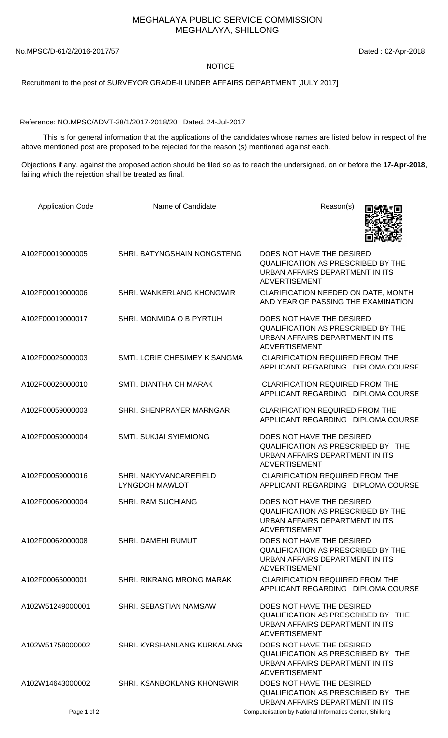# MEGHALAYA PUBLIC SERVICE COMMISSION
## MEGHALAYA, SHILLONG

No.MPSC/D-61/2/2016-2017/57 Dated : 02-Apr-2018

**NOTICE**

Recruitment to the post of SURVEYOR GRADE-II UNDER AFFAIRS DEPARTMENT [JULY 2017]

Reference: NO.MPSC/ADVT-38/1/2017-2018/20 Dated, 24-Jul-2017

This is for general information that the applications of the candidates whose names are listed below in respect of the above mentioned post are proposed to be rejected for the reason (s) mentioned against each.

Objections if any, against the proposed action should be filed so as to reach the undersigned, on or before the **17-Apr-2018**, failing which the rejection shall be treated as final.

| Application Code | Name of Candidate | Reason(s) |
|---|---|---|
| A102F00019000005 | SHRI. BATYNGSHAIN NONGSTENG | DOES NOT HAVE THE DESIRED QUALIFICATION AS PRESCRIBED BY THE URBAN AFFAIRS DEPARTMENT IN ITS ADVERTISEMENT |
| A102F00019000006 | SHRI. WANKERLANG KHONGWIR | CLARIFICATION NEEDED ON DATE, MONTH AND YEAR OF PASSING THE EXAMINATION |
| A102F00019000017 | SHRI. MONMIDA O B PYRTUH | DOES NOT HAVE THE DESIRED QUALIFICATION AS PRESCRIBED BY THE URBAN AFFAIRS DEPARTMENT IN ITS ADVERTISEMENT |
| A102F00026000003 | SMTI. LORIE CHESIMEY K SANGMA | CLARIFICATION REQUIRED FROM THE APPLICANT REGARDING DIPLOMA COURSE |
| A102F00026000010 | SMTI. DIANTHA CH MARAK | CLARIFICATION REQUIRED FROM THE APPLICANT REGARDING DIPLOMA COURSE |
| A102F00059000003 | SHRI. SHENPRAYER MARNGAR | CLARIFICATION REQUIRED FROM THE APPLICANT REGARDING DIPLOMA COURSE |
| A102F00059000004 | SMTI. SUKJAI SYIEMIONG | DOES NOT HAVE THE DESIRED QUALIFICATION AS PRESCRIBED BY THE URBAN AFFAIRS DEPARTMENT IN ITS ADVERTISEMENT |
| A102F00059000016 | SHRI. NAKYVANCAREFIELD LYNGDOH MAWLOT | CLARIFICATION REQUIRED FROM THE APPLICANT REGARDING DIPLOMA COURSE |
| A102F00062000004 | SHRI. RAM SUCHIANG | DOES NOT HAVE THE DESIRED QUALIFICATION AS PRESCRIBED BY THE URBAN AFFAIRS DEPARTMENT IN ITS ADVERTISEMENT |
| A102F00062000008 | SHRI. DAMEHI RUMUT | DOES NOT HAVE THE DESIRED QUALIFICATION AS PRESCRIBED BY THE URBAN AFFAIRS DEPARTMENT IN ITS ADVERTISEMENT |
| A102F00065000001 | SHRI. RIKRANG MRONG MARAK | CLARIFICATION REQUIRED FROM THE APPLICANT REGARDING DIPLOMA COURSE |
| A102W51249000001 | SHRI. SEBASTIAN NAMSAW | DOES NOT HAVE THE DESIRED QUALIFICATION AS PRESCRIBED BY THE URBAN AFFAIRS DEPARTMENT IN ITS ADVERTISEMENT |
| A102W51758000002 | SHRI. KYRSHANLANG KURKALANG | DOES NOT HAVE THE DESIRED QUALIFICATION AS PRESCRIBED BY THE URBAN AFFAIRS DEPARTMENT IN ITS ADVERTISEMENT |
| A102W14643000002 | SHRI. KSANBOKLANG KHONGWIR | DOES NOT HAVE THE DESIRED QUALIFICATION AS PRESCRIBED BY THE URBAN AFFAIRS DEPARTMENT IN ITS |

Computerisation by National Informatics Center, Shillong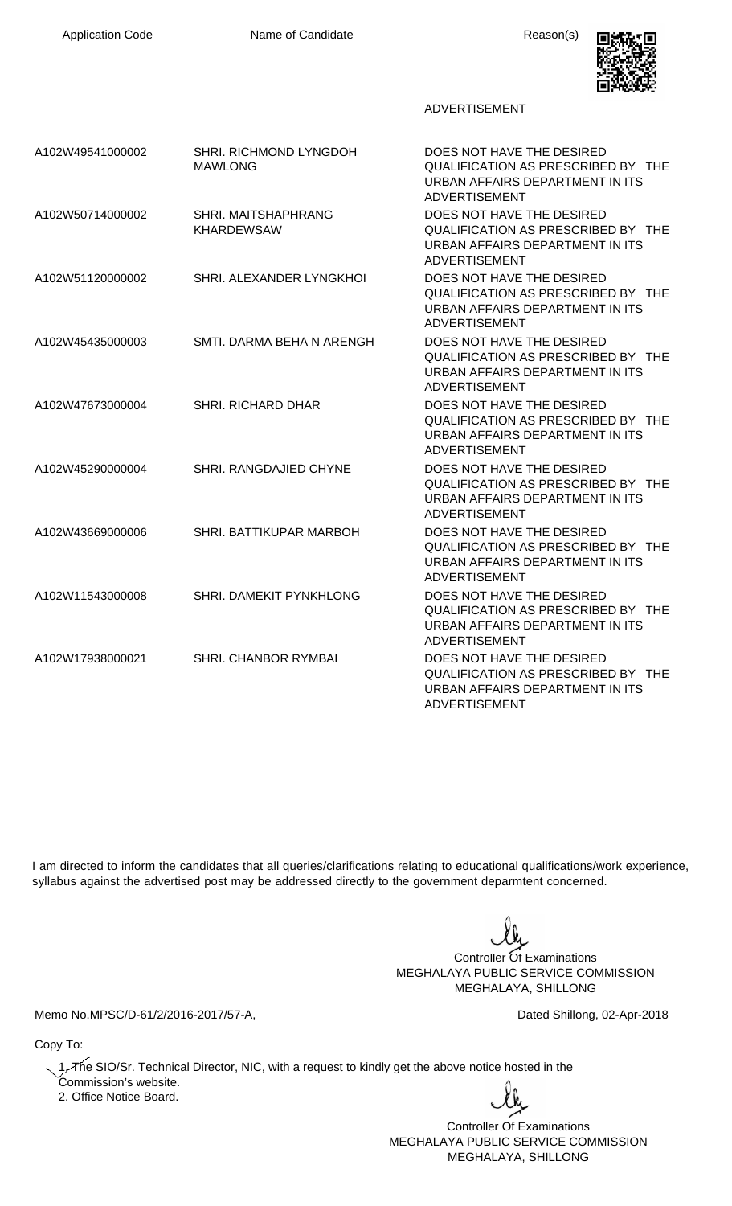| Application Code | Name of Candidate | Reason(s) |
| --- | --- | --- |
| | | ADVERTISEMENT |
| A102W49541000002 | SHRI. RICHMOND LYNGDOH MAWLONG | DOES NOT HAVE THE DESIRED QUALIFICATION AS PRESCRIBED BY THE URBAN AFFAIRS DEPARTMENT IN ITS ADVERTISEMENT |
| A102W50714000002 | SHRI. MAITSHAPHRANG KHARDEWSAW | DOES NOT HAVE THE DESIRED QUALIFICATION AS PRESCRIBED BY THE URBAN AFFAIRS DEPARTMENT IN ITS ADVERTISEMENT |
| A102W51120000002 | SHRI. ALEXANDER LYNGKHOI | DOES NOT HAVE THE DESIRED QUALIFICATION AS PRESCRIBED BY THE URBAN AFFAIRS DEPARTMENT IN ITS ADVERTISEMENT |
| A102W45435000003 | SMTI. DARMA BEHA N ARENGH | DOES NOT HAVE THE DESIRED QUALIFICATION AS PRESCRIBED BY THE URBAN AFFAIRS DEPARTMENT IN ITS ADVERTISEMENT |
| A102W47673000004 | SHRI. RICHARD DHAR | DOES NOT HAVE THE DESIRED QUALIFICATION AS PRESCRIBED BY THE URBAN AFFAIRS DEPARTMENT IN ITS ADVERTISEMENT |
| A102W45290000004 | SHRI. RANGDAJIED CHYNE | DOES NOT HAVE THE DESIRED QUALIFICATION AS PRESCRIBED BY THE URBAN AFFAIRS DEPARTMENT IN ITS ADVERTISEMENT |
| A102W43669000006 | SHRI. BATTIKUPAR MARBOH | DOES NOT HAVE THE DESIRED QUALIFICATION AS PRESCRIBED BY THE URBAN AFFAIRS DEPARTMENT IN ITS ADVERTISEMENT |
| A102W11543000008 | SHRI. DAMEKIT PYNKHLONG | DOES NOT HAVE THE DESIRED QUALIFICATION AS PRESCRIBED BY THE URBAN AFFAIRS DEPARTMENT IN ITS ADVERTISEMENT |
| A102W17938000021 | SHRI. CHANBOR RYMBAI | DOES NOT HAVE THE DESIRED QUALIFICATION AS PRESCRIBED BY THE URBAN AFFAIRS DEPARTMENT IN ITS ADVERTISEMENT |

I am directed to inform the candidates that all queries/clarifications relating to educational qualifications/work experience, syllabus against the advertised post may be addressed directly to the government deparmtent concerned.

Controller Of Examinations
MEGHALAYA PUBLIC SERVICE COMMISSION
MEGHALAYA, SHILLONG

Memo No.MPSC/D-61/2/2016-2017/57-A, Dated Shillong, 02-Apr-2018

Copy To:

1. The SIO/Sr. Technical Director, NIC, with a request to kindly get the above notice hosted in the Commission's website.
2. Office Notice Board.

Controller Of Examinations
MEGHALAYA PUBLIC SERVICE COMMISSION
MEGHALAYA, SHILLONG